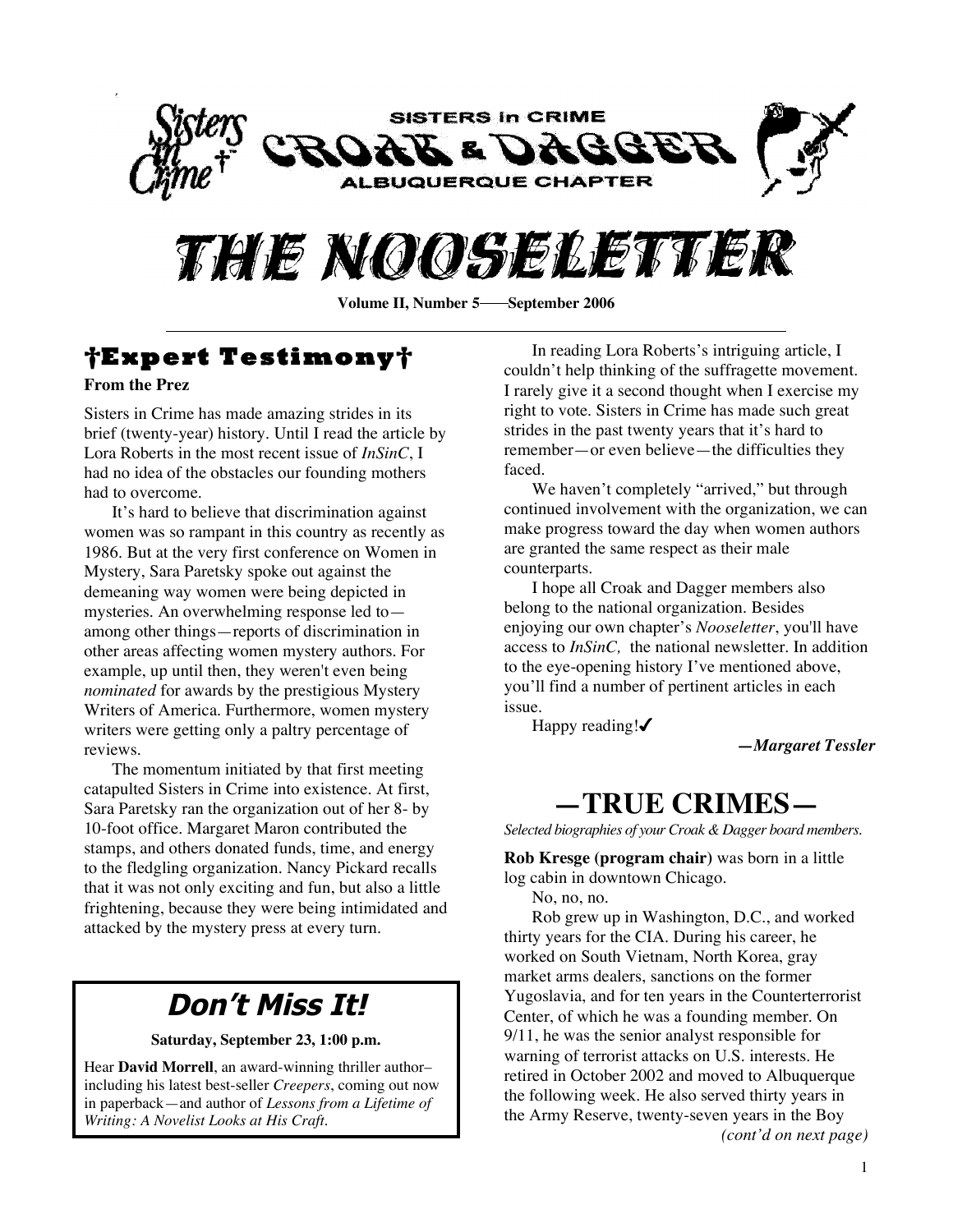# SISTERS in CRIME CROAK & DAGGER ALBUQUERQUE CHAPTER

# THE NOOSELETTER

**Volume II, Number 5——September 2006**

## †Expert Testimony†

**From the Prez**

Sisters in Crime has made amazing strides in its brief (twenty-year) history. Until I read the article by Lora Roberts in the most recent issue of *InSinC*, I had no idea of the obstacles our founding mothers had to overcome.

It's hard to believe that discrimination against women was so rampant in this country as recently as 1986. But at the very first conference on Women in Mystery, Sara Paretsky spoke out against the demeaning way women were being depicted in mysteries. An overwhelming response led to—among other things—reports of discrimination in other areas affecting women mystery authors. For example, up until then, they weren't even being *nominated* for awards by the prestigious Mystery Writers of America. Furthermore, women mystery writers were getting only a paltry percentage of reviews.

The momentum initiated by that first meeting catapulted Sisters in Crime into existence. At first, Sara Paretsky ran the organization out of her 8- by 10-foot office. Margaret Maron contributed the stamps, and others donated funds, time, and energy to the fledgling organization. Nancy Pickard recalls that it was not only exciting and fun, but also a little frightening, because they were being intimidated and attacked by the mystery press at every turn.

In reading Lora Roberts's intriguing article, I couldn't help thinking of the suffragette movement. I rarely give it a second thought when I exercise my right to vote. Sisters in Crime has made such great strides in the past twenty years that it's hard to remember—or even believe—the difficulties they faced.

We haven't completely "arrived," but through continued involvement with the organization, we can make progress toward the day when women authors are granted the same respect as their male counterparts.

I hope all Croak and Dagger members also belong to the national organization. Besides enjoying our own chapter's *Nooseletter*, you'll have access to *InSinC,* the national newsletter. In addition to the eye-opening history I've mentioned above, you'll find a number of pertinent articles in each issue.

Happy reading!✔

***—Margaret Tessler***

## *Don't Miss It!*

**Saturday, September 23, 1:00 p.m.**

Hear **David Morrell**, an award-winning thriller author–including his latest best-seller *Creepers*, coming out now in paperback—and author of *Lessons from a Lifetime of Writing: A Novelist Looks at His Craft*.

## —TRUE CRIMES—

*Selected biographies of your Croak & Dagger board members.*

**Rob Kresge (program chair)** was born in a little log cabin in downtown Chicago.

No, no, no.

Rob grew up in Washington, D.C., and worked thirty years for the CIA. During his career, he worked on South Vietnam, North Korea, gray market arms dealers, sanctions on the former Yugoslavia, and for ten years in the Counterterrorist Center, of which he was a founding member. On 9/11, he was the senior analyst responsible for warning of terrorist attacks on U.S. interests. He retired in October 2002 and moved to Albuquerque the following week. He also served thirty years in the Army Reserve, twenty-seven years in the Boy

*(cont'd on next page)*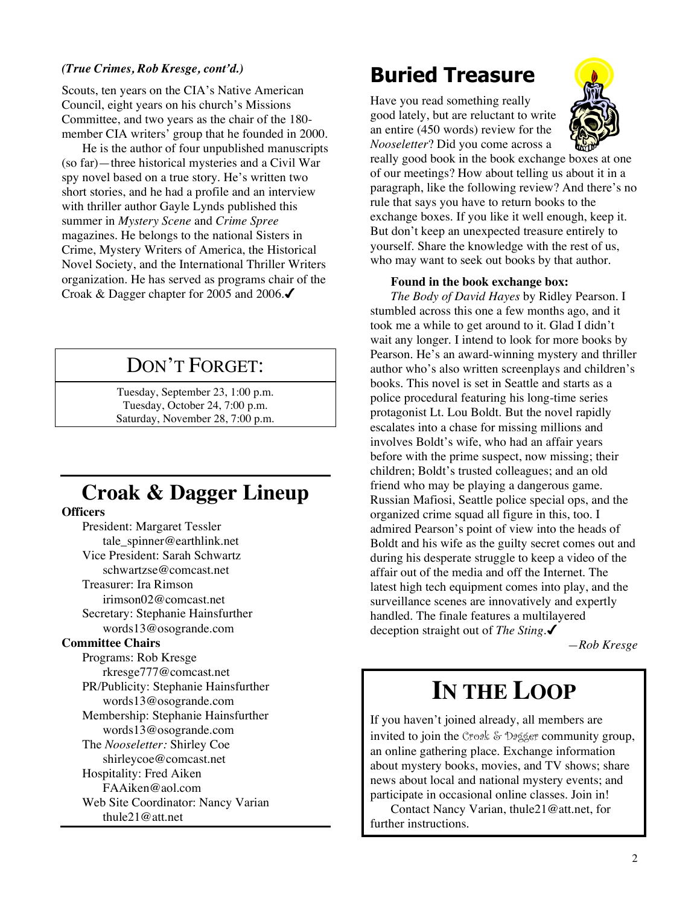*(True Crimes, Rob Kresge, cont'd.)*

Scouts, ten years on the CIA's Native American Council, eight years on his church's Missions Committee, and two years as the chair of the 180-member CIA writers' group that he founded in 2000.

He is the author of four unpublished manuscripts (so far)—three historical mysteries and a Civil War spy novel based on a true story. He's written two short stories, and he had a profile and an interview with thriller author Gayle Lynds published this summer in *Mystery Scene* and *Crime Spree* magazines. He belongs to the national Sisters in Crime, Mystery Writers of America, the Historical Novel Society, and the International Thriller Writers organization. He has served as programs chair of the Croak & Dagger chapter for 2005 and 2006.✔

## DON'T FORGET:

Tuesday, September 23, 1:00 p.m.
Tuesday, October 24, 7:00 p.m.
Saturday, November 28, 7:00 p.m.

## Croak & Dagger Lineup

**Officers**

President: Margaret Tessler
tale_spinner@earthlink.net
Vice President: Sarah Schwartz
schwartzse@comcast.net
Treasurer: Ira Rimson
irimson02@comcast.net
Secretary: Stephanie Hainsfurther
words13@osogrande.com

**Committee Chairs**

Programs: Rob Kresge
rkresge777@comcast.net
PR/Publicity: Stephanie Hainsfurther
words13@osogrande.com
Membership: Stephanie Hainsfurther
words13@osogrande.com
The *Nooseletter:* Shirley Coe
shirleycoe@comcast.net
Hospitality: Fred Aiken
FAAiken@aol.com
Web Site Coordinator: Nancy Varian
thule21@att.net

## Buried Treasure

Have you read something really good lately, but are reluctant to write an entire (450 words) review for the *Nooseletter*? Did you come across a really good book in the book exchange boxes at one of our meetings? How about telling us about it in a paragraph, like the following review? And there's no rule that says you have to return books to the exchange boxes. If you like it well enough, keep it. But don't keep an unexpected treasure entirely to yourself. Share the knowledge with the rest of us, who may want to seek out books by that author.

**Found in the book exchange box:**

*The Body of David Hayes* by Ridley Pearson. I stumbled across this one a few months ago, and it took me a while to get around to it. Glad I didn't wait any longer. I intend to look for more books by Pearson. He's an award-winning mystery and thriller author who's also written screenplays and children's books. This novel is set in Seattle and starts as a police procedural featuring his long-time series protagonist Lt. Lou Boldt. But the novel rapidly escalates into a chase for missing millions and involves Boldt's wife, who had an affair years before with the prime suspect, now missing; their children; Boldt's trusted colleagues; and an old friend who may be playing a dangerous game. Russian Mafiosi, Seattle police special ops, and the organized crime squad all figure in this, too. I admired Pearson's point of view into the heads of Boldt and his wife as the guilty secret comes out and during his desperate struggle to keep a video of the affair out of the media and off the Internet. The latest high tech equipment comes into play, and the surveillance scenes are innovatively and expertly handled. The finale features a multilayered deception straight out of *The Sting*.✔

*—Rob Kresge*

## IN THE LOOP

If you haven't joined already, all members are invited to join the Croak & Dagger community group, an online gathering place. Exchange information about mystery books, movies, and TV shows; share news about local and national mystery events; and participate in occasional online classes. Join in!

Contact Nancy Varian, thule21@att.net, for further instructions.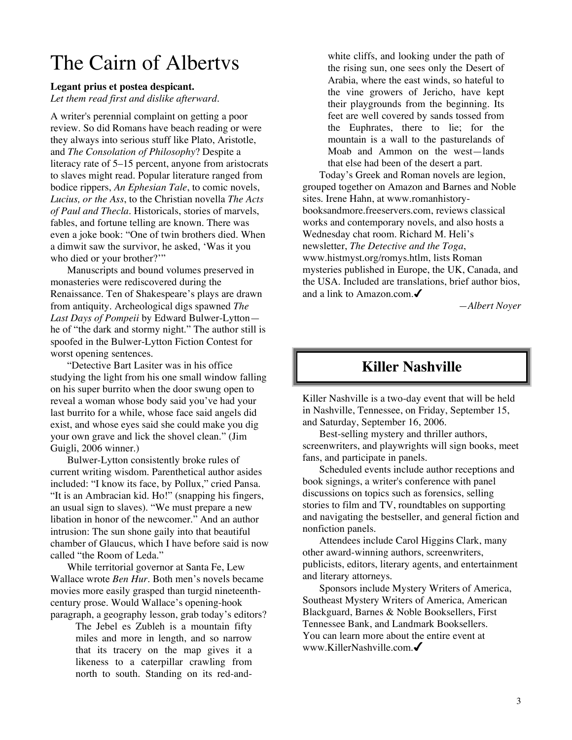# The Cairn of Albertvs

**Legant prius et postea despicant.**
*Let them read first and dislike afterward.*

A writer's perennial complaint on getting a poor review. So did Romans have beach reading or were they always into serious stuff like Plato, Aristotle, and *The Consolation of Philosophy*? Despite a literacy rate of 5–15 percent, anyone from aristocrats to slaves might read. Popular literature ranged from bodice rippers, *An Ephesian Tale*, to comic novels, *Lucius, or the Ass*, to the Christian novella *The Acts of Paul and Thecla*. Historicals, stories of marvels, fables, and fortune telling are known. There was even a joke book: "One of twin brothers died. When a dimwit saw the survivor, he asked, 'Was it you who died or your brother?'"

Manuscripts and bound volumes preserved in monasteries were rediscovered during the Renaissance. Ten of Shakespeare's plays are drawn from antiquity. Archeological digs spawned *The Last Days of Pompeii* by Edward Bulwer-Lytton—he of "the dark and stormy night." The author still is spoofed in the Bulwer-Lytton Fiction Contest for worst opening sentences.

"Detective Bart Lasiter was in his office studying the light from his one small window falling on his super burrito when the door swung open to reveal a woman whose body said you've had your last burrito for a while, whose face said angels did exist, and whose eyes said she could make you dig your own grave and lick the shovel clean." (Jim Guigli, 2006 winner.)

Bulwer-Lytton consistently broke rules of current writing wisdom. Parenthetical author asides included: "I know its face, by Pollux," cried Pansa. "It is an Ambracian kid. Ho!" (snapping his fingers, an usual sign to slaves). "We must prepare a new libation in honor of the newcomer." And an author intrusion: The sun shone gaily into that beautiful chamber of Glaucus, which I have before said is now called "the Room of Leda."

While territorial governor at Santa Fe, Lew Wallace wrote *Ben Hur*. Both men's novels became movies more easily grasped than turgid nineteenth-century prose. Would Wallace's opening-hook paragraph, a geography lesson, grab today's editors?

> The Jebel es Zubleh is a mountain fifty miles and more in length, and so narrow that its tracery on the map gives it a likeness to a caterpillar crawling from north to south. Standing on its red-and-white cliffs, and looking under the path of the rising sun, one sees only the Desert of Arabia, where the east winds, so hateful to the vine growers of Jericho, have kept their playgrounds from the beginning. Its feet are well covered by sands tossed from the Euphrates, there to lie; for the mountain is a wall to the pasturelands of Moab and Ammon on the west—lands that else had been of the desert a part.

Today's Greek and Roman novels are legion, grouped together on Amazon and Barnes and Noble sites. Irene Hahn, at www.romanhistory-booksandmore.freeservers.com, reviews classical works and contemporary novels, and also hosts a Wednesday chat room. Richard M. Heli's newsletter, *The Detective and the Toga*, www.histmyst.org/romys.htlm, lists Roman mysteries published in Europe, the UK, Canada, and the USA. Included are translations, brief author bios, and a link to Amazon.com.✓

*—Albert Noyer*

## Killer Nashville

Killer Nashville is a two-day event that will be held in Nashville, Tennessee, on Friday, September 15, and Saturday, September 16, 2006.

Best-selling mystery and thriller authors, screenwriters, and playwrights will sign books, meet fans, and participate in panels.

Scheduled events include author receptions and book signings, a writer's conference with panel discussions on topics such as forensics, selling stories to film and TV, roundtables on supporting and navigating the bestseller, and general fiction and nonfiction panels.

Attendees include Carol Higgins Clark, many other award-winning authors, screenwriters, publicists, editors, literary agents, and entertainment and literary attorneys.

Sponsors include Mystery Writers of America, Southeast Mystery Writers of America, American Blackguard, Barnes & Noble Booksellers, First Tennessee Bank, and Landmark Booksellers. You can learn more about the entire event at www.KillerNashville.com.✓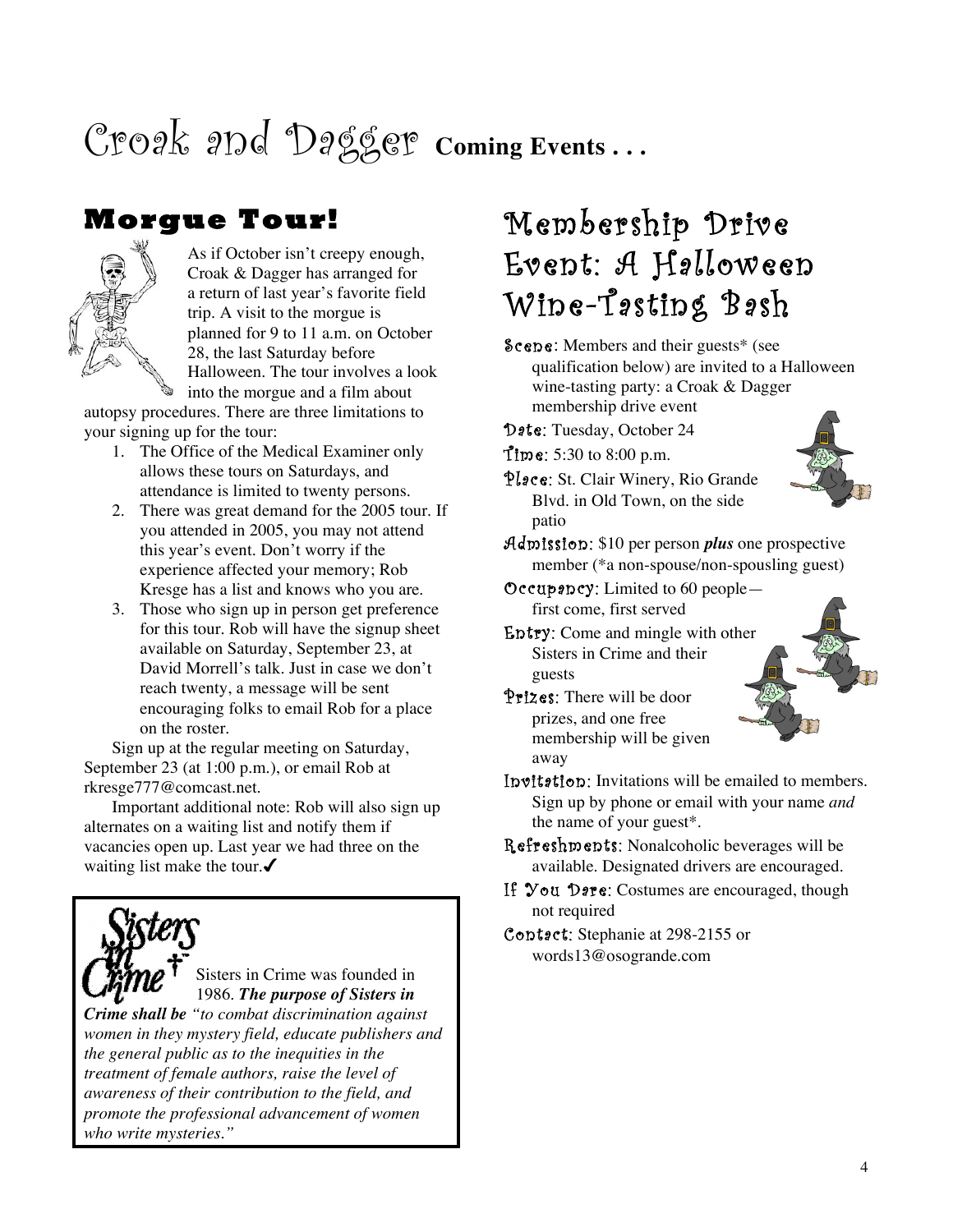# Croak and Dagger Coming Events . . .

## Morgue Tour!

As if October isn't creepy enough, Croak & Dagger has arranged for a return of last year's favorite field trip. A visit to the morgue is planned for 9 to 11 a.m. on October 28, the last Saturday before Halloween. The tour involves a look into the morgue and a film about autopsy procedures. There are three limitations to your signing up for the tour:

1. The Office of the Medical Examiner only allows these tours on Saturdays, and attendance is limited to twenty persons.
2. There was great demand for the 2005 tour. If you attended in 2005, you may not attend this year's event. Don't worry if the experience affected your memory; Rob Kresge has a list and knows who you are.
3. Those who sign up in person get preference for this tour. Rob will have the signup sheet available on Saturday, September 23, at David Morrell's talk. Just in case we don't reach twenty, a message will be sent encouraging folks to email Rob for a place on the roster.

Sign up at the regular meeting on Saturday, September 23 (at 1:00 p.m.), or email Rob at rkresge777@comcast.net.

Important additional note: Rob will also sign up alternates on a waiting list and notify them if vacancies open up. Last year we had three on the waiting list make the tour.✔

---

**Sisters in Crime**

Sisters in Crime was founded in 1986. ***The purpose of Sisters in Crime shall be*** *"to combat discrimination against women in they mystery field, educate publishers and the general public as to the inequities in the treatment of female authors, raise the level of awareness of their contribution to the field, and promote the professional advancement of women who write mysteries."*

---

## Membership Drive Event: A Halloween Wine-Tasting Bash

**Scene**: Members and their guests* (see qualification below) are invited to a Halloween wine-tasting party: a Croak & Dagger membership drive event

**Date**: Tuesday, October 24

**Time**: 5:30 to 8:00 p.m.

**Place**: St. Clair Winery, Rio Grande Blvd. in Old Town, on the side patio

**Admission**: $10 per person ***plus*** one prospective member (*a non-spouse/non-spousling guest)

**Occupancy**: Limited to 60 people—first come, first served

**Entry**: Come and mingle with other Sisters in Crime and their guests

**Prizes**: There will be door prizes, and one free membership will be given away

**Invitation**: Invitations will be emailed to members. Sign up by phone or email with your name *and* the name of your guest*.

**Refreshments**: Nonalcoholic beverages will be available. Designated drivers are encouraged.

**If You Dare**: Costumes are encouraged, though not required

**Contact**: Stephanie at 298-2155 or words13@osogrande.com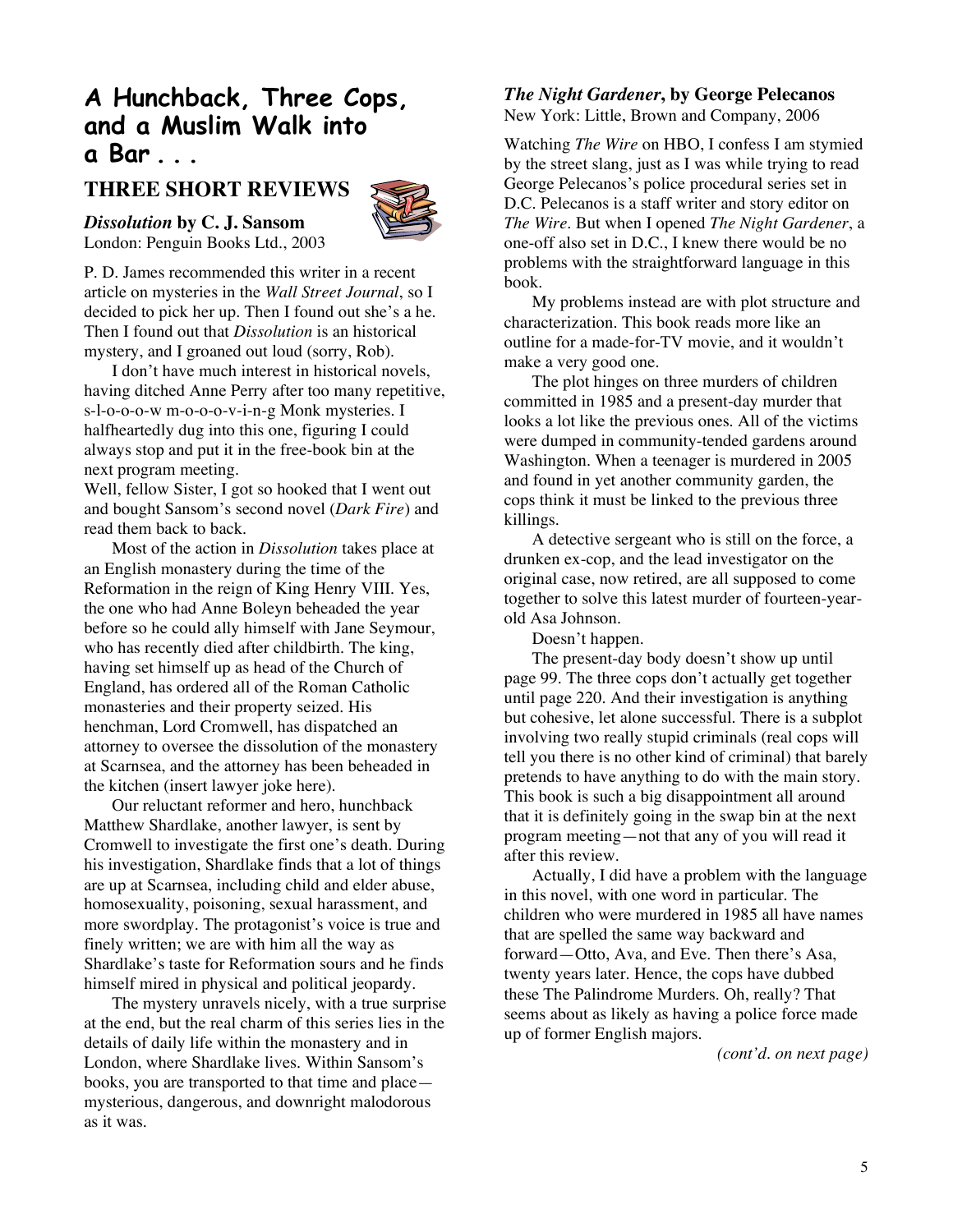# A Hunchback, Three Cops, and a Muslim Walk into a Bar . . .

## THREE SHORT REVIEWS

### *Dissolution* by C. J. Sansom

London: Penguin Books Ltd., 2003

P. D. James recommended this writer in a recent article on mysteries in the *Wall Street Journal*, so I decided to pick her up. Then I found out she's a he. Then I found out that *Dissolution* is an historical mystery, and I groaned out loud (sorry, Rob).

I don't have much interest in historical novels, having ditched Anne Perry after too many repetitive, s-l-o-o-w m-o-o-o-v-i-n-g Monk mysteries. I halfheartedly dug into this one, figuring I could always stop and put it in the free-book bin at the next program meeting.

Well, fellow Sister, I got so hooked that I went out and bought Sansom's second novel (*Dark Fire*) and read them back to back.

Most of the action in *Dissolution* takes place at an English monastery during the time of the Reformation in the reign of King Henry VIII. Yes, the one who had Anne Boleyn beheaded the year before so he could ally himself with Jane Seymour, who has recently died after childbirth. The king, having set himself up as head of the Church of England, has ordered all of the Roman Catholic monasteries and their property seized. His henchman, Lord Cromwell, has dispatched an attorney to oversee the dissolution of the monastery at Scarnsea, and the attorney has been beheaded in the kitchen (insert lawyer joke here).

Our reluctant reformer and hero, hunchback Matthew Shardlake, another lawyer, is sent by Cromwell to investigate the first one's death. During his investigation, Shardlake finds that a lot of things are up at Scarnsea, including child and elder abuse, homosexuality, poisoning, sexual harassment, and more swordplay. The protagonist's voice is true and finely written; we are with him all the way as Shardlake's taste for Reformation sours and he finds himself mired in physical and political jeopardy.

The mystery unravels nicely, with a true surprise at the end, but the real charm of this series lies in the details of daily life within the monastery and in London, where Shardlake lives. Within Sansom's books, you are transported to that time and place—mysterious, dangerous, and downright malodorous as it was.

### *The Night Gardener*, by George Pelecanos

New York: Little, Brown and Company, 2006

Watching *The Wire* on HBO, I confess I am stymied by the street slang, just as I was while trying to read George Pelecanos's police procedural series set in D.C. Pelecanos is a staff writer and story editor on *The Wire*. But when I opened *The Night Gardener*, a one-off also set in D.C., I knew there would be no problems with the straightforward language in this book.

My problems instead are with plot structure and characterization. This book reads more like an outline for a made-for-TV movie, and it wouldn't make a very good one.

The plot hinges on three murders of children committed in 1985 and a present-day murder that looks a lot like the previous ones. All of the victims were dumped in community-tended gardens around Washington. When a teenager is murdered in 2005 and found in yet another community garden, the cops think it must be linked to the previous three killings.

A detective sergeant who is still on the force, a drunken ex-cop, and the lead investigator on the original case, now retired, are all supposed to come together to solve this latest murder of fourteen-year-old Asa Johnson.

Doesn't happen.

The present-day body doesn't show up until page 99. The three cops don't actually get together until page 220. And their investigation is anything but cohesive, let alone successful. There is a subplot involving two really stupid criminals (real cops will tell you there is no other kind of criminal) that barely pretends to have anything to do with the main story. This book is such a big disappointment all around that it is definitely going in the swap bin at the next program meeting—not that any of you will read it after this review.

Actually, I did have a problem with the language in this novel, with one word in particular. The children who were murdered in 1985 all have names that are spelled the same way backward and forward—Otto, Ava, and Eve. Then there's Asa, twenty years later. Hence, the cops have dubbed these The Palindrome Murders. Oh, really? That seems about as likely as having a police force made up of former English majors.

*(cont'd. on next page)*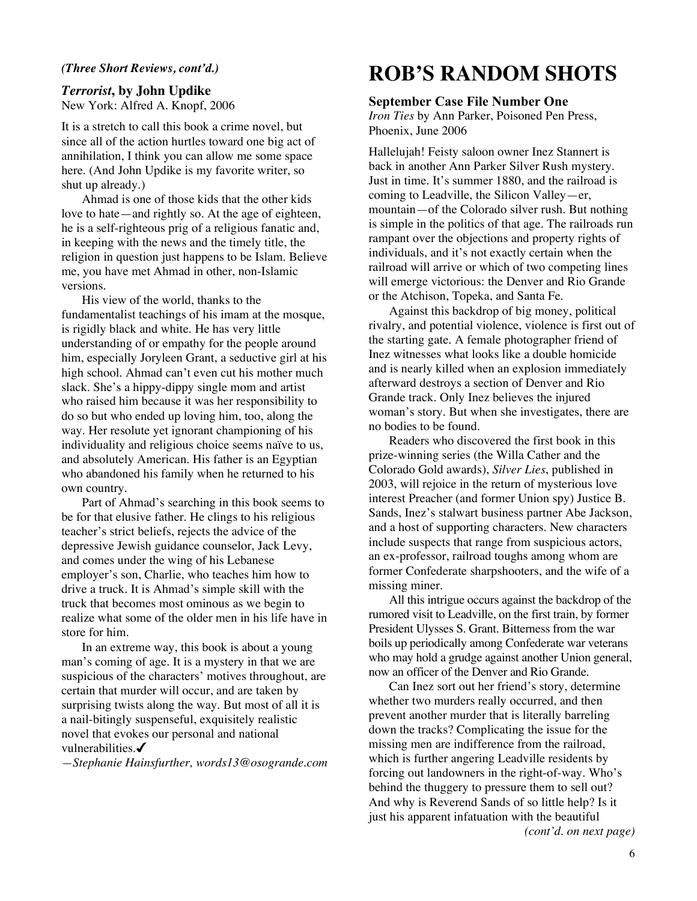*(Three Short Reviews, cont'd.)*

### *Terrorist*, by John Updike

New York: Alfred A. Knopf, 2006

It is a stretch to call this book a crime novel, but since all of the action hurtles toward one big act of annihilation, I think you can allow me some space here. (And John Updike is my favorite writer, so shut up already.)

Ahmad is one of those kids that the other kids love to hate—and rightly so. At the age of eighteen, he is a self-righteous prig of a religious fanatic and, in keeping with the news and the timely title, the religion in question just happens to be Islam. Believe me, you have met Ahmad in other, non-Islamic versions.

His view of the world, thanks to the fundamentalist teachings of his imam at the mosque, is rigidly black and white. He has very little understanding of or empathy for the people around him, especially Joryleen Grant, a seductive girl at his high school. Ahmad can't even cut his mother much slack. She's a hippy-dippy single mom and artist who raised him because it was her responsibility to do so but who ended up loving him, too, along the way. Her resolute yet ignorant championing of his individuality and religious choice seems naïve to us, and absolutely American. His father is an Egyptian who abandoned his family when he returned to his own country.

Part of Ahmad's searching in this book seems to be for that elusive father. He clings to his religious teacher's strict beliefs, rejects the advice of the depressive Jewish guidance counselor, Jack Levy, and comes under the wing of his Lebanese employer's son, Charlie, who teaches him how to drive a truck. It is Ahmad's simple skill with the truck that becomes most ominous as we begin to realize what some of the older men in his life have in store for him.

In an extreme way, this book is about a young man's coming of age. It is a mystery in that we are suspicious of the characters' motives throughout, are certain that murder will occur, and are taken by surprising twists along the way. But most of all it is a nail-bitingly suspenseful, exquisitely realistic novel that evokes our personal and national vulnerabilities.✓

*—Stephanie Hainsfurther, words13@osogrande.com*

# ROB'S RANDOM SHOTS

**September Case File Number One**

*Iron Ties* by Ann Parker, Poisoned Pen Press, Phoenix, June 2006

Hallelujah! Feisty saloon owner Inez Stannert is back in another Ann Parker Silver Rush mystery. Just in time. It's summer 1880, and the railroad is coming to Leadville, the Silicon Valley—er, mountain—of the Colorado silver rush. But nothing is simple in the politics of that age. The railroads run rampant over the objections and property rights of individuals, and it's not exactly certain when the railroad will arrive or which of two competing lines will emerge victorious: the Denver and Rio Grande or the Atchison, Topeka, and Santa Fe.

Against this backdrop of big money, political rivalry, and potential violence, violence is first out of the starting gate. A female photographer friend of Inez witnesses what looks like a double homicide and is nearly killed when an explosion immediately afterward destroys a section of Denver and Rio Grande track. Only Inez believes the injured woman's story. But when she investigates, there are no bodies to be found.

Readers who discovered the first book in this prize-winning series (the Willa Cather and the Colorado Gold awards), *Silver Lies*, published in 2003, will rejoice in the return of mysterious love interest Preacher (and former Union spy) Justice B. Sands, Inez's stalwart business partner Abe Jackson, and a host of supporting characters. New characters include suspects that range from suspicious actors, an ex-professor, railroad toughs among whom are former Confederate sharpshooters, and the wife of a missing miner.

All this intrigue occurs against the backdrop of the rumored visit to Leadville, on the first train, by former President Ulysses S. Grant. Bitterness from the war boils up periodically among Confederate war veterans who may hold a grudge against another Union general, now an officer of the Denver and Rio Grande.

Can Inez sort out her friend's story, determine whether two murders really occurred, and then prevent another murder that is literally barreling down the tracks? Complicating the issue for the missing men are indifference from the railroad, which is further angering Leadville residents by forcing out landowners in the right-of-way. Who's behind the thuggery to pressure them to sell out? And why is Reverend Sands of so little help? Is it just his apparent infatuation with the beautiful

*(cont'd. on next page)*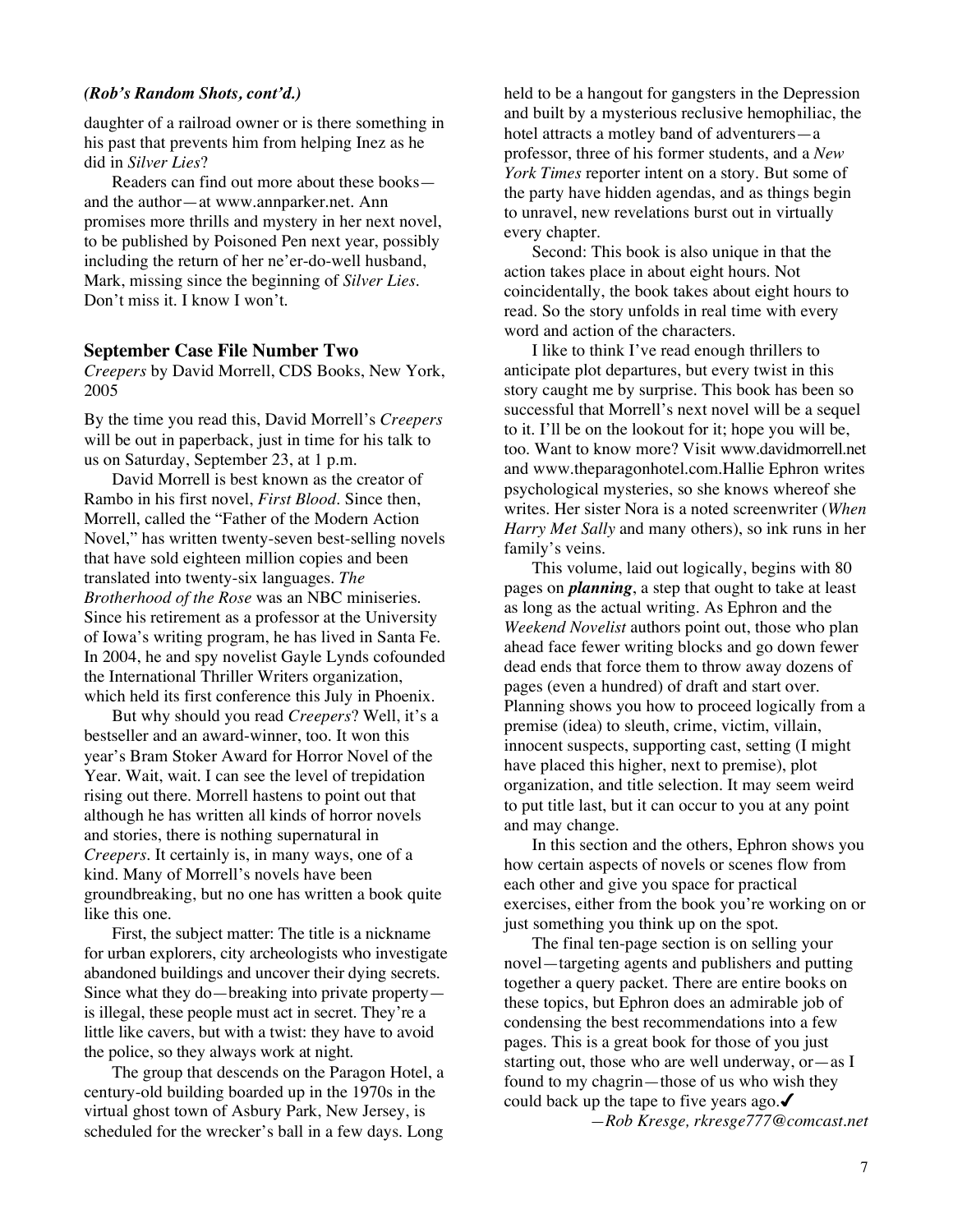*(Rob's Random Shots, cont'd.)*

daughter of a railroad owner or is there something in his past that prevents him from helping Inez as he did in *Silver Lies*?

Readers can find out more about these books—and the author—at www.annparker.net. Ann promises more thrills and mystery in her next novel, to be published by Poisoned Pen next year, possibly including the return of her ne'er-do-well husband, Mark, missing since the beginning of *Silver Lies*. Don't miss it. I know I won't.

### September Case File Number Two

*Creepers* by David Morrell, CDS Books, New York, 2005

By the time you read this, David Morrell's *Creepers* will be out in paperback, just in time for his talk to us on Saturday, September 23, at 1 p.m.

David Morrell is best known as the creator of Rambo in his first novel, *First Blood*. Since then, Morrell, called the "Father of the Modern Action Novel," has written twenty-seven best-selling novels that have sold eighteen million copies and been translated into twenty-six languages. *The Brotherhood of the Rose* was an NBC miniseries. Since his retirement as a professor at the University of Iowa's writing program, he has lived in Santa Fe. In 2004, he and spy novelist Gayle Lynds cofounded the International Thriller Writers organization, which held its first conference this July in Phoenix.

But why should you read *Creepers*? Well, it's a bestseller and an award-winner, too. It won this year's Bram Stoker Award for Horror Novel of the Year. Wait, wait. I can see the level of trepidation rising out there. Morrell hastens to point out that although he has written all kinds of horror novels and stories, there is nothing supernatural in *Creepers*. It certainly is, in many ways, one of a kind. Many of Morrell's novels have been groundbreaking, but no one has written a book quite like this one.

First, the subject matter: The title is a nickname for urban explorers, city archeologists who investigate abandoned buildings and uncover their dying secrets. Since what they do—breaking into private property—is illegal, these people must act in secret. They're a little like cavers, but with a twist: they have to avoid the police, so they always work at night.

The group that descends on the Paragon Hotel, a century-old building boarded up in the 1970s in the virtual ghost town of Asbury Park, New Jersey, is scheduled for the wrecker's ball in a few days. Long held to be a hangout for gangsters in the Depression and built by a mysterious reclusive hemophiliac, the hotel attracts a motley band of adventurers—a professor, three of his former students, and a *New York Times* reporter intent on a story. But some of the party have hidden agendas, and as things begin to unravel, new revelations burst out in virtually every chapter.

Second: This book is also unique in that the action takes place in about eight hours. Not coincidentally, the book takes about eight hours to read. So the story unfolds in real time with every word and action of the characters.

I like to think I've read enough thrillers to anticipate plot departures, but every twist in this story caught me by surprise. This book has been so successful that Morrell's next novel will be a sequel to it. I'll be on the lookout for it; hope you will be, too. Want to know more? Visit www.davidmorrell.net and www.theparagonhotel.com.Hallie Ephron writes psychological mysteries, so she knows whereof she writes. Her sister Nora is a noted screenwriter (*When Harry Met Sally* and many others), so ink runs in her family's veins.

This volume, laid out logically, begins with 80 pages on ***planning***, a step that ought to take at least as long as the actual writing. As Ephron and the *Weekend Novelist* authors point out, those who plan ahead face fewer writing blocks and go down fewer dead ends that force them to throw away dozens of pages (even a hundred) of draft and start over. Planning shows you how to proceed logically from a premise (idea) to sleuth, crime, victim, villain, innocent suspects, supporting cast, setting (I might have placed this higher, next to premise), plot organization, and title selection. It may seem weird to put title last, but it can occur to you at any point and may change.

In this section and the others, Ephron shows you how certain aspects of novels or scenes flow from each other and give you space for practical exercises, either from the book you're working on or just something you think up on the spot.

The final ten-page section is on selling your novel—targeting agents and publishers and putting together a query packet. There are entire books on these topics, but Ephron does an admirable job of condensing the best recommendations into a few pages. This is a great book for those of you just starting out, those who are well underway, or—as I found to my chagrin—those of us who wish they could back up the tape to five years ago.✔

*—Rob Kresge, rkresge777@comcast.net*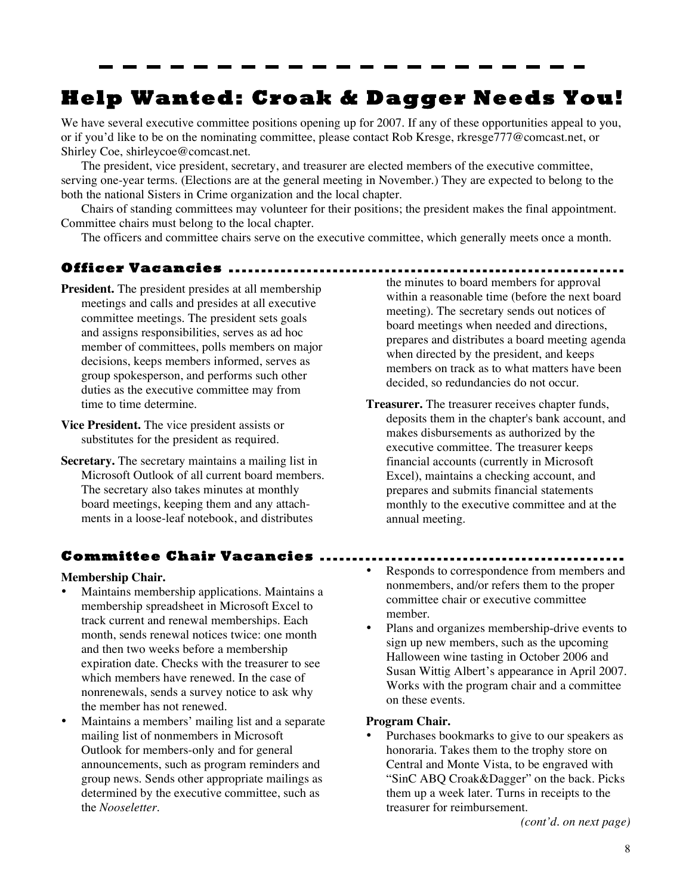# Help Wanted: Croak & Dagger Needs You!

We have several executive committee positions opening up for 2007. If any of these opportunities appeal to you, or if you'd like to be on the nominating committee, please contact Rob Kresge, rkresge777@comcast.net, or Shirley Coe, shirleycoe@comcast.net.

The president, vice president, secretary, and treasurer are elected members of the executive committee, serving one-year terms. (Elections are at the general meeting in November.) They are expected to belong to the both the national Sisters in Crime organization and the local chapter.

Chairs of standing committees may volunteer for their positions; the president makes the final appointment. Committee chairs must belong to the local chapter.

The officers and committee chairs serve on the executive committee, which generally meets once a month.

## Officer Vacancies

**President.** The president presides at all membership meetings and calls and presides at all executive committee meetings. The president sets goals and assigns responsibilities, serves as ad hoc member of committees, polls members on major decisions, keeps members informed, serves as group spokesperson, and performs such other duties as the executive committee may from time to time determine.

**Vice President.** The vice president assists or substitutes for the president as required.

**Secretary.** The secretary maintains a mailing list in Microsoft Outlook of all current board members. The secretary also takes minutes at monthly board meetings, keeping them and any attachments in a loose-leaf notebook, and distributes the minutes to board members for approval within a reasonable time (before the next board meeting). The secretary sends out notices of board meetings when needed and directions, prepares and distributes a board meeting agenda when directed by the president, and keeps members on track as to what matters have been decided, so redundancies do not occur.

**Treasurer.** The treasurer receives chapter funds, deposits them in the chapter's bank account, and makes disbursements as authorized by the executive committee. The treasurer keeps financial accounts (currently in Microsoft Excel), maintains a checking account, and prepares and submits financial statements monthly to the executive committee and at the annual meeting.

## Committee Chair Vacancies

**Membership Chair.**

- Maintains membership applications. Maintains a membership spreadsheet in Microsoft Excel to track current and renewal memberships. Each month, sends renewal notices twice: one month and then two weeks before a membership expiration date. Checks with the treasurer to see which members have renewed. In the case of nonrenewals, sends a survey notice to ask why the member has not renewed.
- Maintains a members' mailing list and a separate mailing list of nonmembers in Microsoft Outlook for members-only and for general announcements, such as program reminders and group news. Sends other appropriate mailings as determined by the executive committee, such as the *Nooseletter*.
- Responds to correspondence from members and nonmembers, and/or refers them to the proper committee chair or executive committee member.
- Plans and organizes membership-drive events to sign up new members, such as the upcoming Halloween wine tasting in October 2006 and Susan Wittig Albert's appearance in April 2007. Works with the program chair and a committee on these events.

**Program Chair.**

- Purchases bookmarks to give to our speakers as honoraria. Takes them to the trophy store on Central and Monte Vista, to be engraved with "SinC ABQ Croak&Dagger" on the back. Picks them up a week later. Turns in receipts to the treasurer for reimbursement.

*(cont'd. on next page)*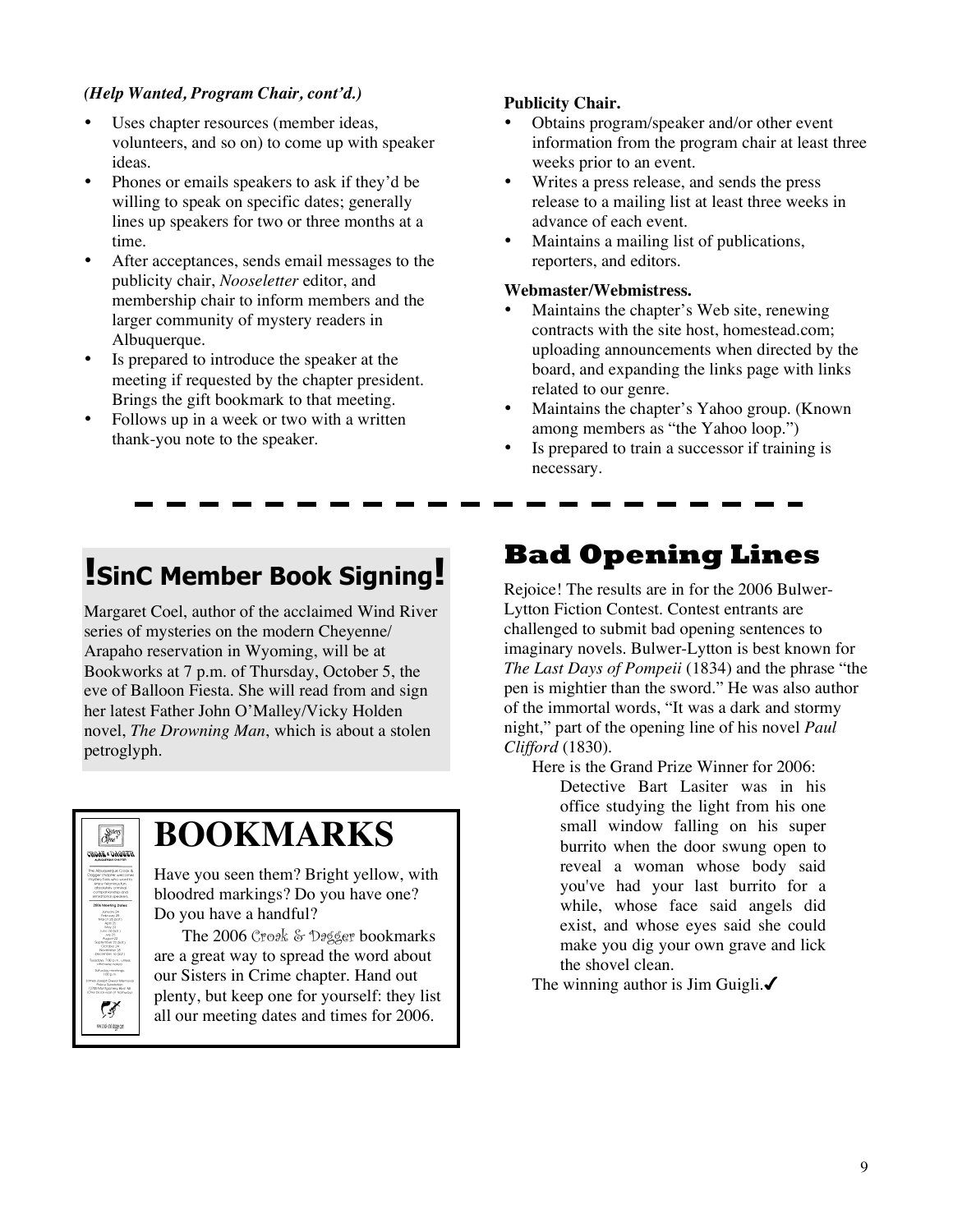*(Help Wanted, Program Chair, cont'd.)*

- Uses chapter resources (member ideas, volunteers, and so on) to come up with speaker ideas.
- Phones or emails speakers to ask if they'd be willing to speak on specific dates; generally lines up speakers for two or three months at a time.
- After acceptances, sends email messages to the publicity chair, *Nooseletter* editor, and membership chair to inform members and the larger community of mystery readers in Albuquerque.
- Is prepared to introduce the speaker at the meeting if requested by the chapter president. Brings the gift bookmark to that meeting.
- Follows up in a week or two with a written thank-you note to the speaker.

**Publicity Chair.**

- Obtains program/speaker and/or other event information from the program chair at least three weeks prior to an event.
- Writes a press release, and sends the press release to a mailing list at least three weeks in advance of each event.
- Maintains a mailing list of publications, reporters, and editors.

**Webmaster/Webmistress.**

- Maintains the chapter's Web site, renewing contracts with the site host, homestead.com; uploading announcements when directed by the board, and expanding the links page with links related to our genre.
- Maintains the chapter's Yahoo group. (Known among members as "the Yahoo loop.")
- Is prepared to train a successor if training is necessary.

## !SinC Member Book Signing!

Margaret Coel, author of the acclaimed Wind River series of mysteries on the modern Cheyenne/ Arapaho reservation in Wyoming, will be at Bookworks at 7 p.m. of Thursday, October 5, the eve of Balloon Fiesta. She will read from and sign her latest Father John O'Malley/Vicky Holden novel, *The Drowning Man*, which is about a stolen petroglyph.

## BOOKMARKS

Have you seen them? Bright yellow, with bloodred markings? Do you have one? Do you have a handful?

The 2006 Croak & Dagger bookmarks are a great way to spread the word about our Sisters in Crime chapter. Hand out plenty, but keep one for yourself: they list all our meeting dates and times for 2006.

## Bad Opening Lines

Rejoice! The results are in for the 2006 Bulwer-Lytton Fiction Contest. Contest entrants are challenged to submit bad opening sentences to imaginary novels. Bulwer-Lytton is best known for *The Last Days of Pompeii* (1834) and the phrase "the pen is mightier than the sword." He was also author of the immortal words, "It was a dark and stormy night," part of the opening line of his novel *Paul Clifford* (1830).

Here is the Grand Prize Winner for 2006:

> Detective Bart Lasiter was in his office studying the light from his one small window falling on his super burrito when the door swung open to reveal a woman whose body said you've had your last burrito for a while, whose face said angels did exist, and whose eyes said she could make you dig your own grave and lick the shovel clean.

The winning author is Jim Guigli.✔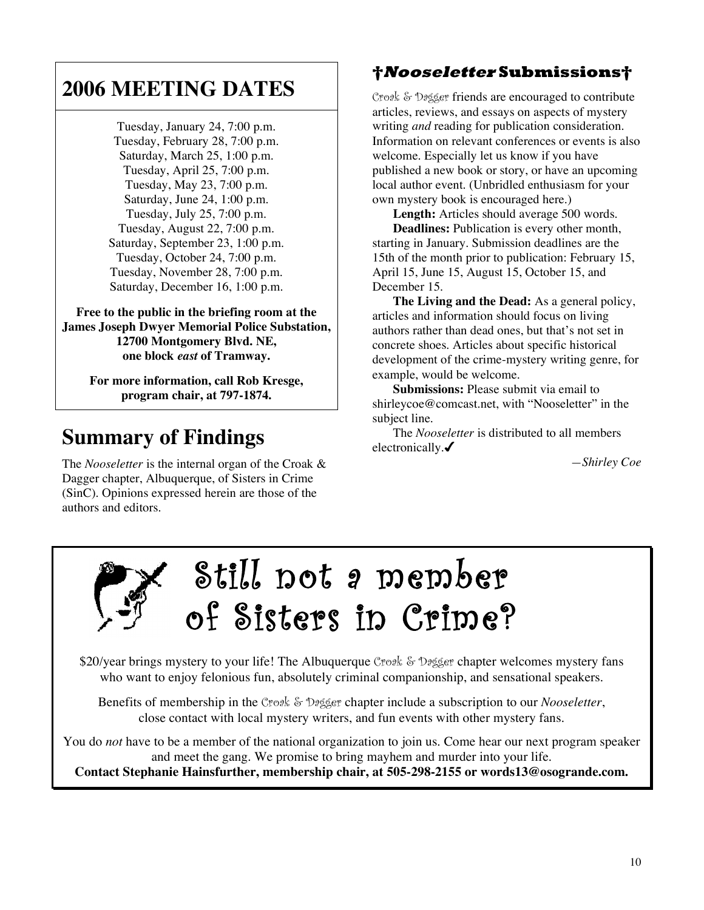## 2006 MEETING DATES

Tuesday, January 24, 7:00 p.m.
Tuesday, February 28, 7:00 p.m.
Saturday, March 25, 1:00 p.m.
Tuesday, April 25, 7:00 p.m.
Tuesday, May 23, 7:00 p.m.
Saturday, June 24, 1:00 p.m.
Tuesday, July 25, 7:00 p.m.
Tuesday, August 22, 7:00 p.m.
Saturday, September 23, 1:00 p.m.
Tuesday, October 24, 7:00 p.m.
Tuesday, November 28, 7:00 p.m.
Saturday, December 16, 1:00 p.m.

**Free to the public in the briefing room at the James Joseph Dwyer Memorial Police Substation, 12700 Montgomery Blvd. NE, one block *east* of Tramway.**

**For more information, call Rob Kresge, program chair, at 797-1874.**

## Summary of Findings

The *Nooseletter* is the internal organ of the Croak & Dagger chapter, Albuquerque, of Sisters in Crime (SinC). Opinions expressed herein are those of the authors and editors.

### †*Nooseletter* Submissions†

Croak & Dagger friends are encouraged to contribute articles, reviews, and essays on aspects of mystery writing *and* reading for publication consideration. Information on relevant conferences or events is also welcome. Especially let us know if you have published a new book or story, or have an upcoming local author event. (Unbridled enthusiasm for your own mystery book is encouraged here.)

**Length:** Articles should average 500 words.

**Deadlines:** Publication is every other month, starting in January. Submission deadlines are the 15th of the month prior to publication: February 15, April 15, June 15, August 15, October 15, and December 15.

**The Living and the Dead:** As a general policy, articles and information should focus on living authors rather than dead ones, but that's not set in concrete shoes. Articles about specific historical development of the crime-mystery writing genre, for example, would be welcome.

**Submissions:** Please submit via email to shirleycoe@comcast.net, with "Nooseletter" in the subject line.

The *Nooseletter* is distributed to all members electronically.✓

*—Shirley Coe*

## Still not a member of Sisters in Crime?

$20/year brings mystery to your life! The Albuquerque Croak & Dagger chapter welcomes mystery fans who want to enjoy felonious fun, absolutely criminal companionship, and sensational speakers.

Benefits of membership in the Croak & Dagger chapter include a subscription to our *Nooseletter*, close contact with local mystery writers, and fun events with other mystery fans.

You do *not* have to be a member of the national organization to join us. Come hear our next program speaker and meet the gang. We promise to bring mayhem and murder into your life.

**Contact Stephanie Hainsfurther, membership chair, at 505-298-2155 or words13@osogrande.com.**